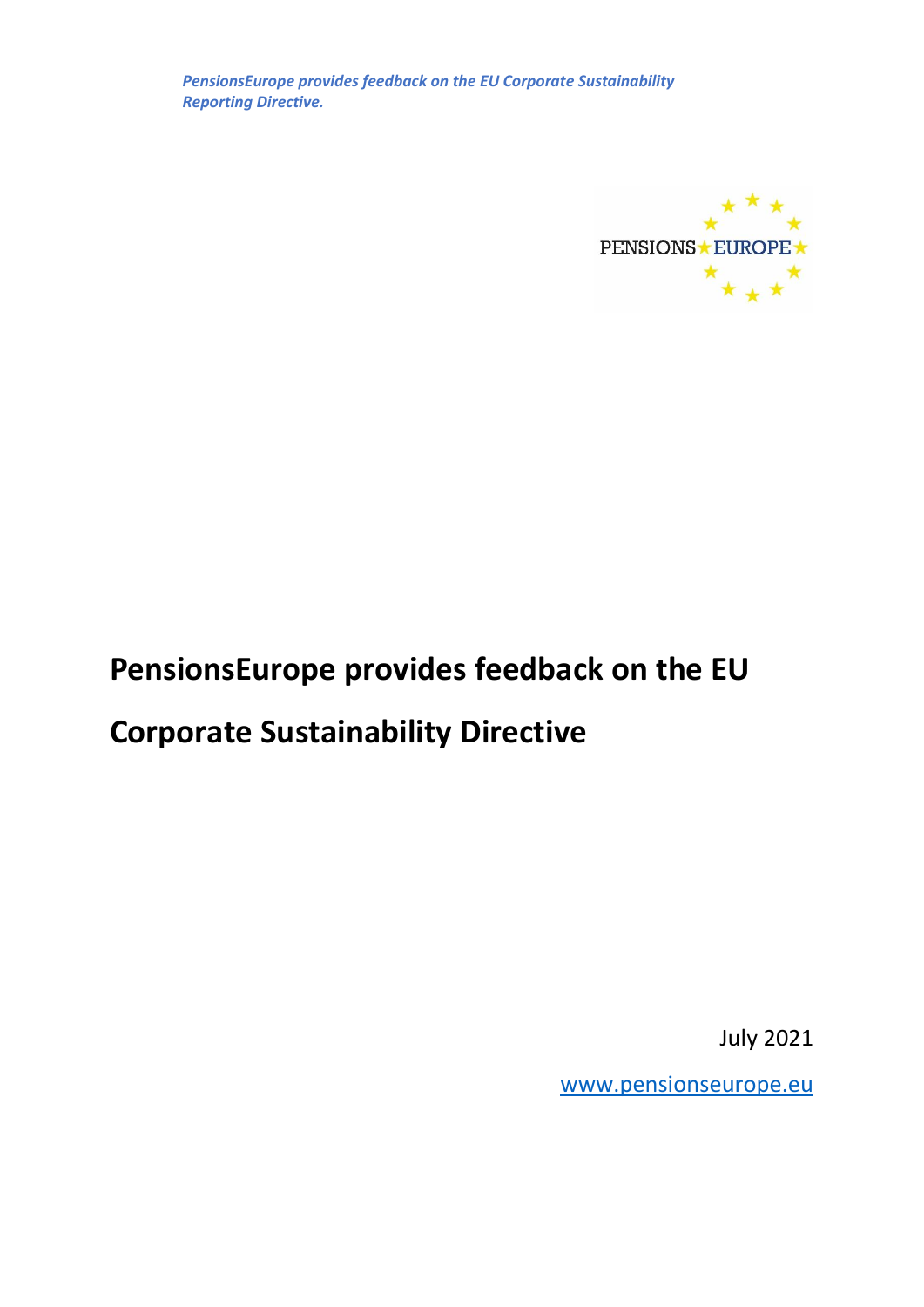# PensionsEurope provides feedback on the EU Corporate Sustainability Directive

July 2021

www.pensionseurope.eu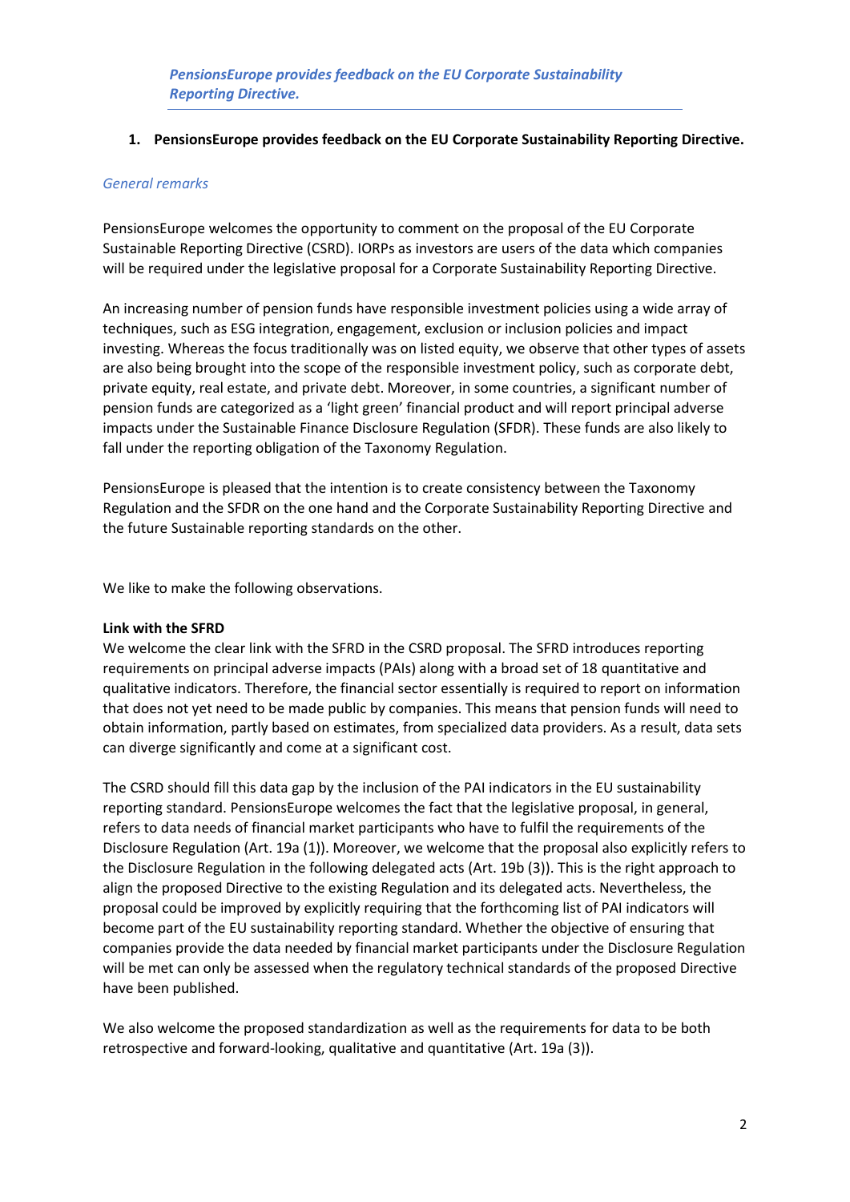*PensionsEurope provides feedback on the EU Corporate Sustainability Reporting Directive.*

1. **PensionsEurope provides feedback on the EU Corporate Sustainability Reporting Directive.**

*General remarks*

PensionsEurope welcomes the opportunity to comment on the proposal of the EU Corporate Sustainable Reporting Directive (CSRD). IORPs as investors are users of the data which companies will be required under the legislative proposal for a Corporate Sustainability Reporting Directive.

An increasing number of pension funds have responsible investment policies using a wide array of techniques, such as ESG integration, engagement, exclusion or inclusion policies and impact investing. Whereas the focus traditionally was on listed equity, we observe that other types of assets are also being brought into the scope of the responsible investment policy, such as corporate debt, private equity, real estate, and private debt. Moreover, in some countries, a significant number of pension funds are categorized as a 'light green' financial product and will report principal adverse impacts under the Sustainable Finance Disclosure Regulation (SFDR). These funds are also likely to fall under the reporting obligation of the Taxonomy Regulation.

PensionsEurope is pleased that the intention is to create consistency between the Taxonomy Regulation and the SFDR on the one hand and the Corporate Sustainability Reporting Directive and the future Sustainable reporting standards on the other.

We like to make the following observations.

**Link with the SFRD**

We welcome the clear link with the SFRD in the CSRD proposal. The SFRD introduces reporting requirements on principal adverse impacts (PAIs) along with a broad set of 18 quantitative and qualitative indicators. Therefore, the financial sector essentially is required to report on information that does not yet need to be made public by companies. This means that pension funds will need to obtain information, partly based on estimates, from specialized data providers. As a result, data sets can diverge significantly and come at a significant cost.

The CSRD should fill this data gap by the inclusion of the PAI indicators in the EU sustainability reporting standard. PensionsEurope welcomes the fact that the legislative proposal, in general, refers to data needs of financial market participants who have to fulfil the requirements of the Disclosure Regulation (Art. 19a (1)). Moreover, we welcome that the proposal also explicitly refers to the Disclosure Regulation in the following delegated acts (Art. 19b (3)). This is the right approach to align the proposed Directive to the existing Regulation and its delegated acts. Nevertheless, the proposal could be improved by explicitly requiring that the forthcoming list of PAI indicators will become part of the EU sustainability reporting standard. Whether the objective of ensuring that companies provide the data needed by financial market participants under the Disclosure Regulation will be met can only be assessed when the regulatory technical standards of the proposed Directive have been published.

We also welcome the proposed standardization as well as the requirements for data to be both retrospective and forward-looking, qualitative and quantitative (Art. 19a (3)).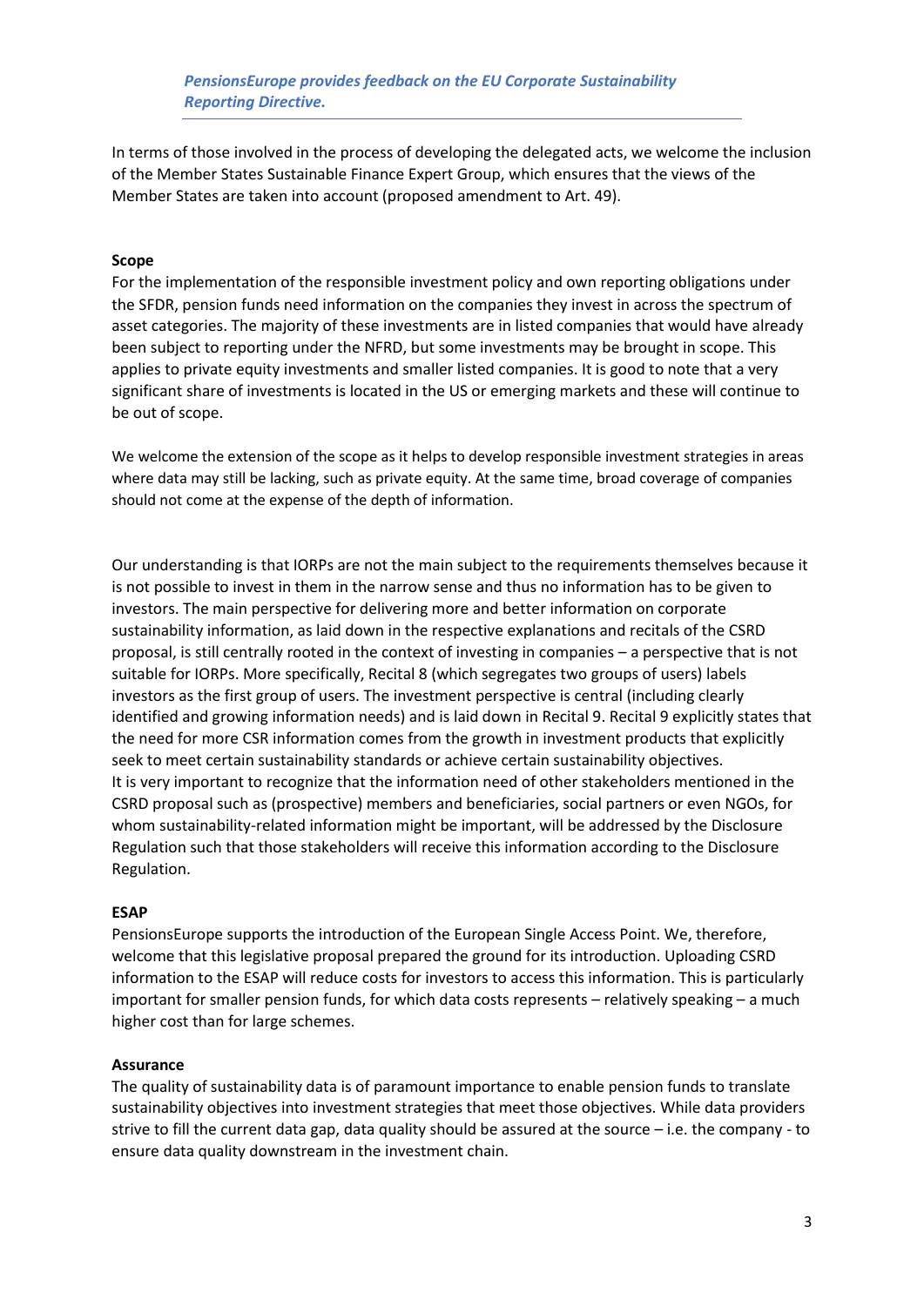In terms of those involved in the process of developing the delegated acts, we welcome the inclusion of the Member States Sustainable Finance Expert Group, which ensures that the views of the Member States are taken into account (proposed amendment to Art. 49).

**Scope**

For the implementation of the responsible investment policy and own reporting obligations under the SFDR, pension funds need information on the companies they invest in across the spectrum of asset categories. The majority of these investments are in listed companies that would have already been subject to reporting under the NFRD, but some investments may be brought in scope. This applies to private equity investments and smaller listed companies. It is good to note that a very significant share of investments is located in the US or emerging markets and these will continue to be out of scope.

We welcome the extension of the scope as it helps to develop responsible investment strategies in areas where data may still be lacking, such as private equity. At the same time, broad coverage of companies should not come at the expense of the depth of information.

Our understanding is that IORPs are not the main subject to the requirements themselves because it is not possible to invest in them in the narrow sense and thus no information has to be given to investors. The main perspective for delivering more and better information on corporate sustainability information, as laid down in the respective explanations and recitals of the CSRD proposal, is still centrally rooted in the context of investing in companies – a perspective that is not suitable for IORPs. More specifically, Recital 8 (which segregates two groups of users) labels investors as the first group of users. The investment perspective is central (including clearly identified and growing information needs) and is laid down in Recital 9. Recital 9 explicitly states that the need for more CSR information comes from the growth in investment products that explicitly seek to meet certain sustainability standards or achieve certain sustainability objectives.
It is very important to recognize that the information need of other stakeholders mentioned in the CSRD proposal such as (prospective) members and beneficiaries, social partners or even NGOs, for whom sustainability-related information might be important, will be addressed by the Disclosure Regulation such that those stakeholders will receive this information according to the Disclosure Regulation.

**ESAP**

PensionsEurope supports the introduction of the European Single Access Point. We, therefore, welcome that this legislative proposal prepared the ground for its introduction. Uploading CSRD information to the ESAP will reduce costs for investors to access this information. This is particularly important for smaller pension funds, for which data costs represents – relatively speaking – a much higher cost than for large schemes.

**Assurance**

The quality of sustainability data is of paramount importance to enable pension funds to translate sustainability objectives into investment strategies that meet those objectives. While data providers strive to fill the current data gap, data quality should be assured at the source – i.e. the company - to ensure data quality downstream in the investment chain.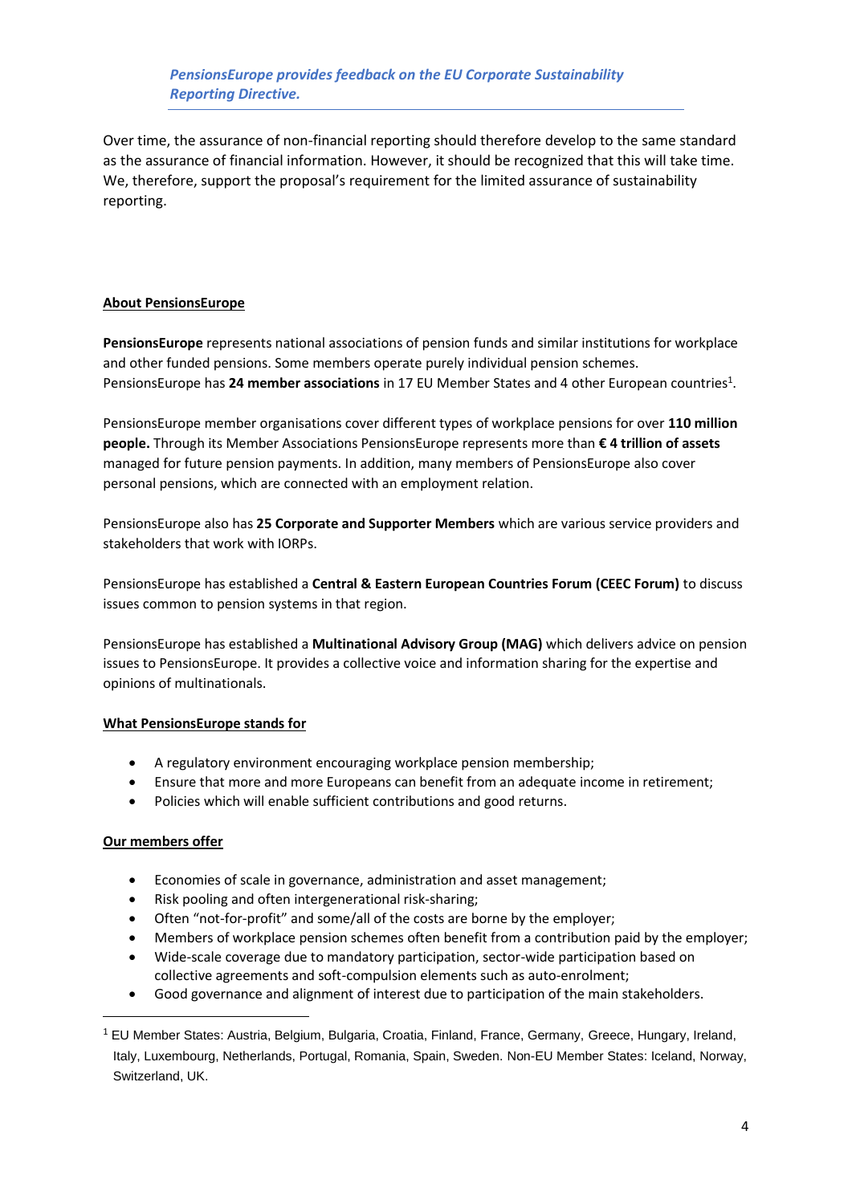Over time, the assurance of non-financial reporting should therefore develop to the same standard as the assurance of financial information. However, it should be recognized that this will take time. We, therefore, support the proposal's requirement for the limited assurance of sustainability reporting.

## About PensionsEurope

**PensionsEurope** represents national associations of pension funds and similar institutions for workplace and other funded pensions. Some members operate purely individual pension schemes. PensionsEurope has **24 member associations** in 17 EU Member States and 4 other European countries[1].

PensionsEurope member organisations cover different types of workplace pensions for over **110 million people.** Through its Member Associations PensionsEurope represents more than **€ 4 trillion of assets** managed for future pension payments. In addition, many members of PensionsEurope also cover personal pensions, which are connected with an employment relation.

PensionsEurope also has **25 Corporate and Supporter Members** which are various service providers and stakeholders that work with IORPs.

PensionsEurope has established a **Central & Eastern European Countries Forum (CEEC Forum)** to discuss issues common to pension systems in that region.

PensionsEurope has established a **Multinational Advisory Group (MAG)** which delivers advice on pension issues to PensionsEurope. It provides a collective voice and information sharing for the expertise and opinions of multinationals.

## What PensionsEurope stands for

- A regulatory environment encouraging workplace pension membership;
- Ensure that more and more Europeans can benefit from an adequate income in retirement;
- Policies which will enable sufficient contributions and good returns.

## Our members offer

- Economies of scale in governance, administration and asset management;
- Risk pooling and often intergenerational risk-sharing;
- Often "not-for-profit" and some/all of the costs are borne by the employer;
- Members of workplace pension schemes often benefit from a contribution paid by the employer;
- Wide-scale coverage due to mandatory participation, sector-wide participation based on collective agreements and soft-compulsion elements such as auto-enrolment;
- Good governance and alignment of interest due to participation of the main stakeholders.

[1] EU Member States: Austria, Belgium, Bulgaria, Croatia, Finland, France, Germany, Greece, Hungary, Ireland, Italy, Luxembourg, Netherlands, Portugal, Romania, Spain, Sweden. Non-EU Member States: Iceland, Norway, Switzerland, UK.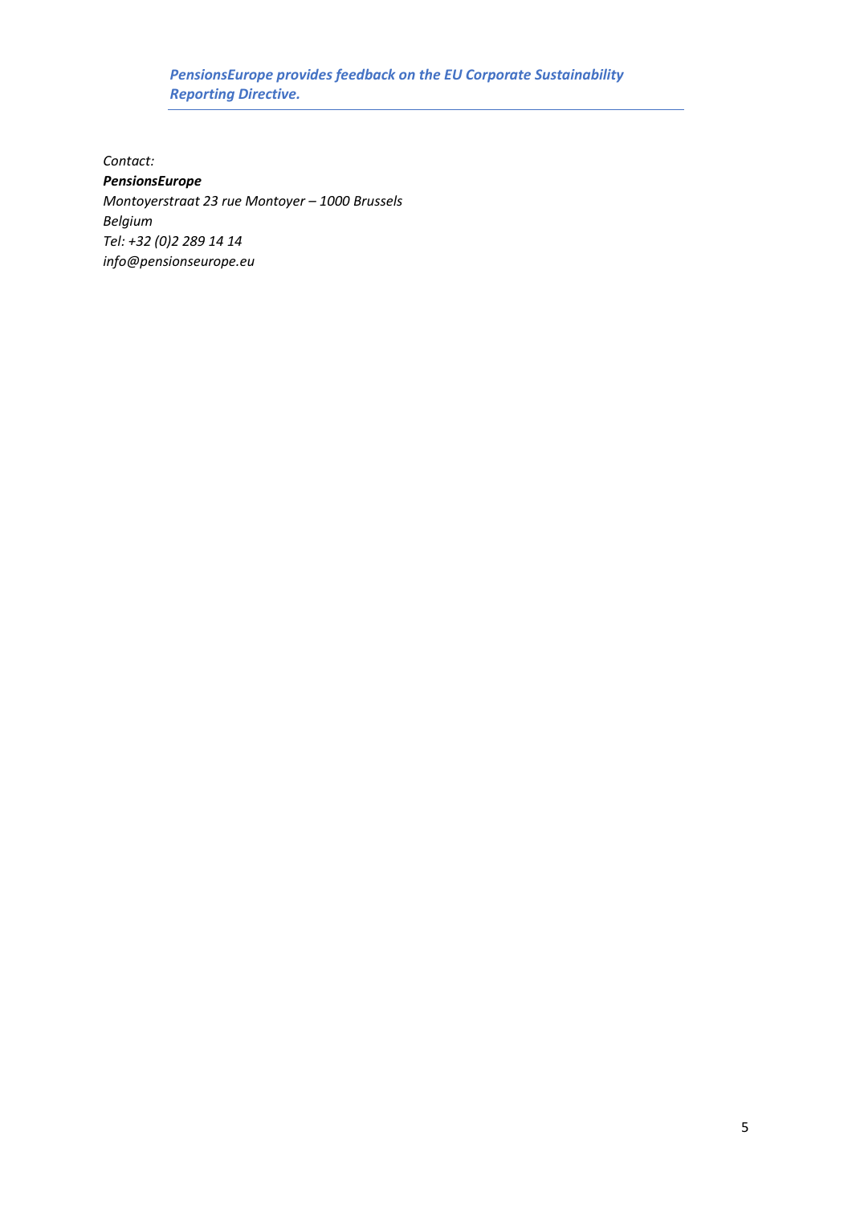*Contact:*
***PensionsEurope***
*Montoyerstraat 23 rue Montoyer – 1000 Brussels*
*Belgium*
*Tel: +32 (0)2 289 14 14*
*info@pensionseurope.eu*